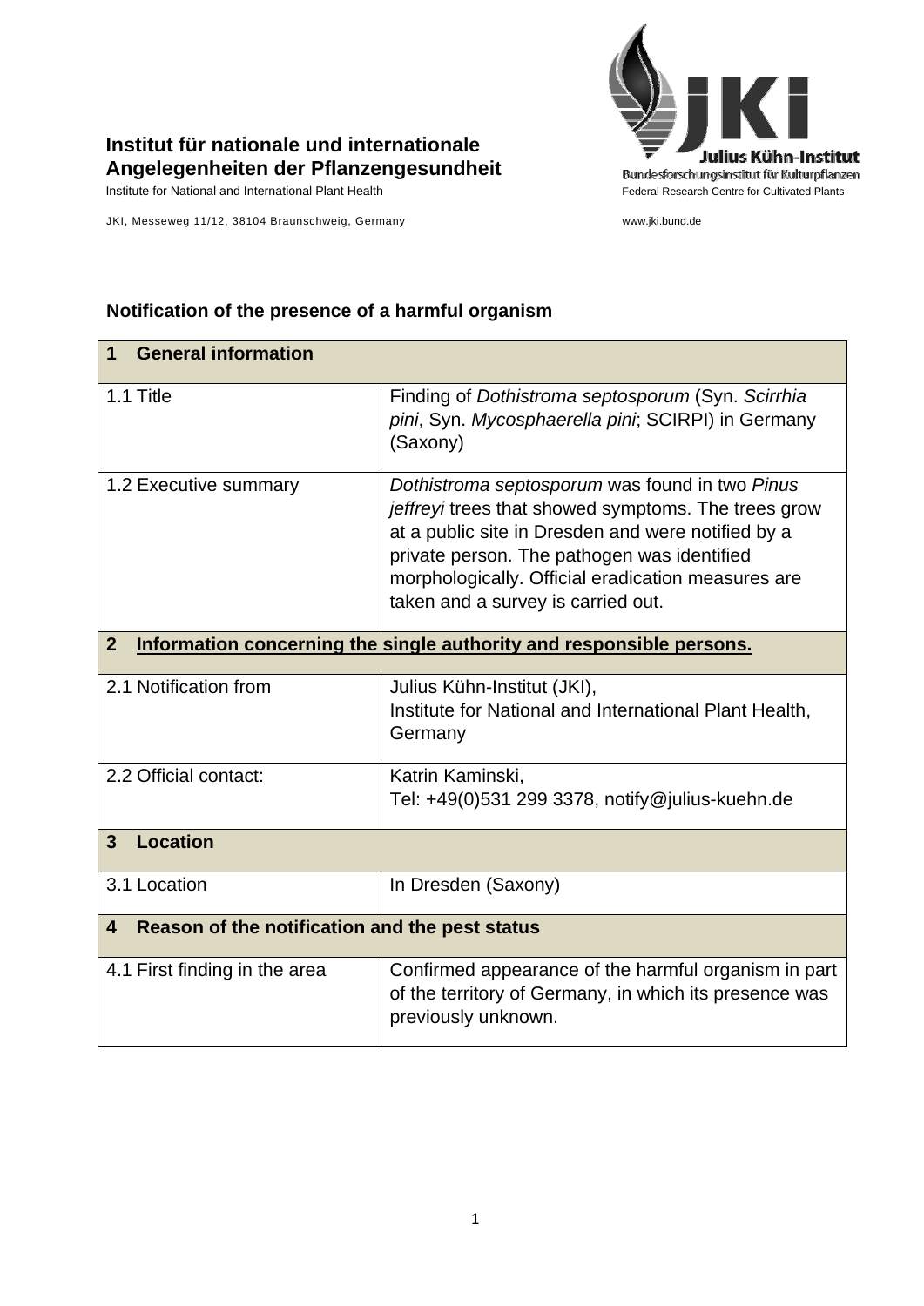**Institut für nationale und internationale Angelegenheiten der Pflanzengesundheit**
Institute for National and International Plant Health

JKI, Messeweg 11/12, 38104 Braunschweig, Germany

Julius Kühn-Institut
Bundesforschungsinstitut für Kulturpflanzen
Federal Research Centre for Cultivated Plants

www.jki.bund.de

## Notification of the presence of a harmful organism

| **1 General information** | |
|---|---|
| 1.1 Title | Finding of *Dothistroma septosporum* (Syn. *Scirrhia pini*, Syn. *Mycosphaerella pini*; SCIRPI) in Germany (Saxony) |
| 1.2 Executive summary | *Dothistroma septosporum* was found in two *Pinus jeffreyi* trees that showed symptoms. The trees grow at a public site in Dresden and were notified by a private person. The pathogen was identified morphologically. Official eradication measures are taken and a survey is carried out. |
| **2 <u>Information concerning the single authority and responsible persons.</u>** | |
| 2.1 Notification from | Julius Kühn-Institut (JKI),<br>Institute for National and International Plant Health, Germany |
| 2.2 Official contact: | Katrin Kaminski,<br>Tel: +49(0)531 299 3378, notify@julius-kuehn.de |
| **3 Location** | |
| 3.1 Location | In Dresden (Saxony) |
| **4 Reason of the notification and the pest status** | |
| 4.1 First finding in the area | Confirmed appearance of the harmful organism in part of the territory of Germany, in which its presence was previously unknown. |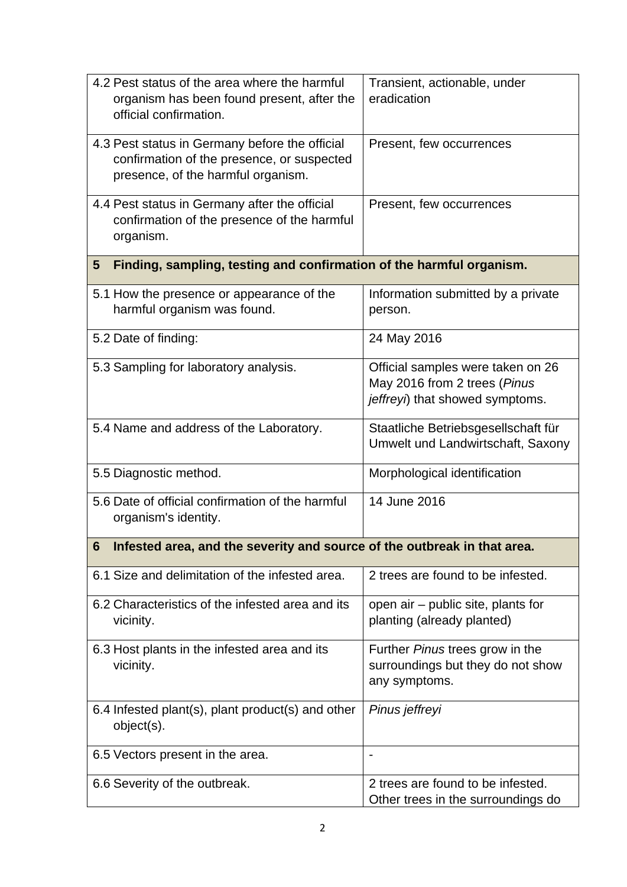| | |
|---|---|
| 4.2 Pest status of the area where the harmful organism has been found present, after the official confirmation. | Transient, actionable, under eradication |
| 4.3 Pest status in Germany before the official confirmation of the presence, or suspected presence, of the harmful organism. | Present, few occurrences |
| 4.4 Pest status in Germany after the official confirmation of the presence of the harmful organism. | Present, few occurrences |
| **5 Finding, sampling, testing and confirmation of the harmful organism.** | |
| 5.1 How the presence or appearance of the harmful organism was found. | Information submitted by a private person. |
| 5.2 Date of finding: | 24 May 2016 |
| 5.3 Sampling for laboratory analysis. | Official samples were taken on 26 May 2016 from 2 trees (*Pinus jeffreyi*) that showed symptoms. |
| 5.4 Name and address of the Laboratory. | Staatliche Betriebsgesellschaft für Umwelt und Landwirtschaft, Saxony |
| 5.5 Diagnostic method. | Morphological identification |
| 5.6 Date of official confirmation of the harmful organism's identity. | 14 June 2016 |
| **6 Infested area, and the severity and source of the outbreak in that area.** | |
| 6.1 Size and delimitation of the infested area. | 2 trees are found to be infested. |
| 6.2 Characteristics of the infested area and its vicinity. | open air – public site, plants for planting (already planted) |
| 6.3 Host plants in the infested area and its vicinity. | Further *Pinus* trees grow in the surroundings but they do not show any symptoms. |
| 6.4 Infested plant(s), plant product(s) and other object(s). | *Pinus jeffreyi* |
| 6.5 Vectors present in the area. | - |
| 6.6 Severity of the outbreak. | 2 trees are found to be infested. Other trees in the surroundings do |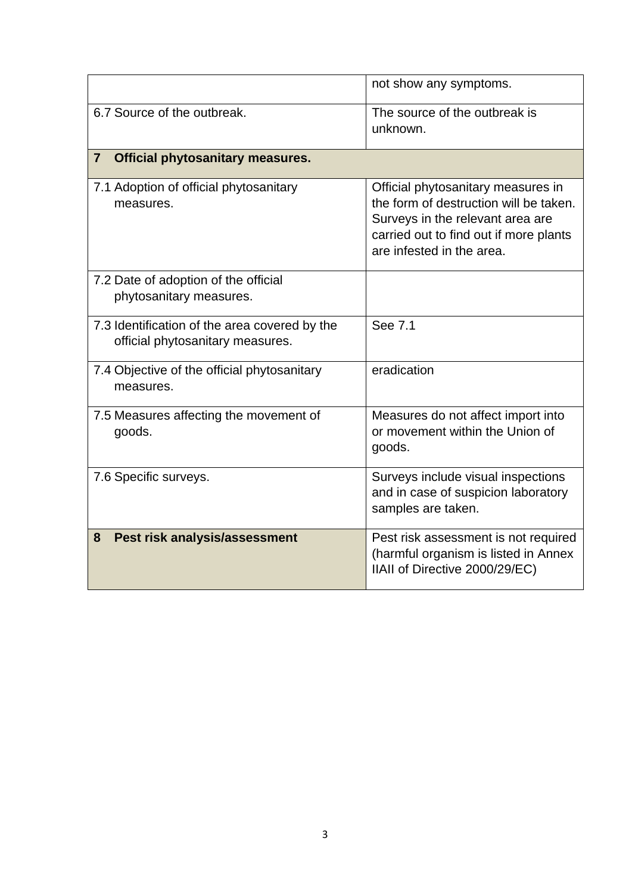| | |
|---|---|
| | not show any symptoms. |
| 6.7 Source of the outbreak. | The source of the outbreak is unknown. |
| **7 Official phytosanitary measures.** | |
| 7.1 Adoption of official phytosanitary measures. | Official phytosanitary measures in the form of destruction will be taken. Surveys in the relevant area are carried out to find out if more plants are infested in the area. |
| 7.2 Date of adoption of the official phytosanitary measures. | |
| 7.3 Identification of the area covered by the official phytosanitary measures. | See 7.1 |
| 7.4 Objective of the official phytosanitary measures. | eradication |
| 7.5 Measures affecting the movement of goods. | Measures do not affect import into or movement within the Union of goods. |
| 7.6 Specific surveys. | Surveys include visual inspections and in case of suspicion laboratory samples are taken. |
| **8 Pest risk analysis/assessment** | Pest risk assessment is not required (harmful organism is listed in Annex IIAII of Directive 2000/29/EC) |